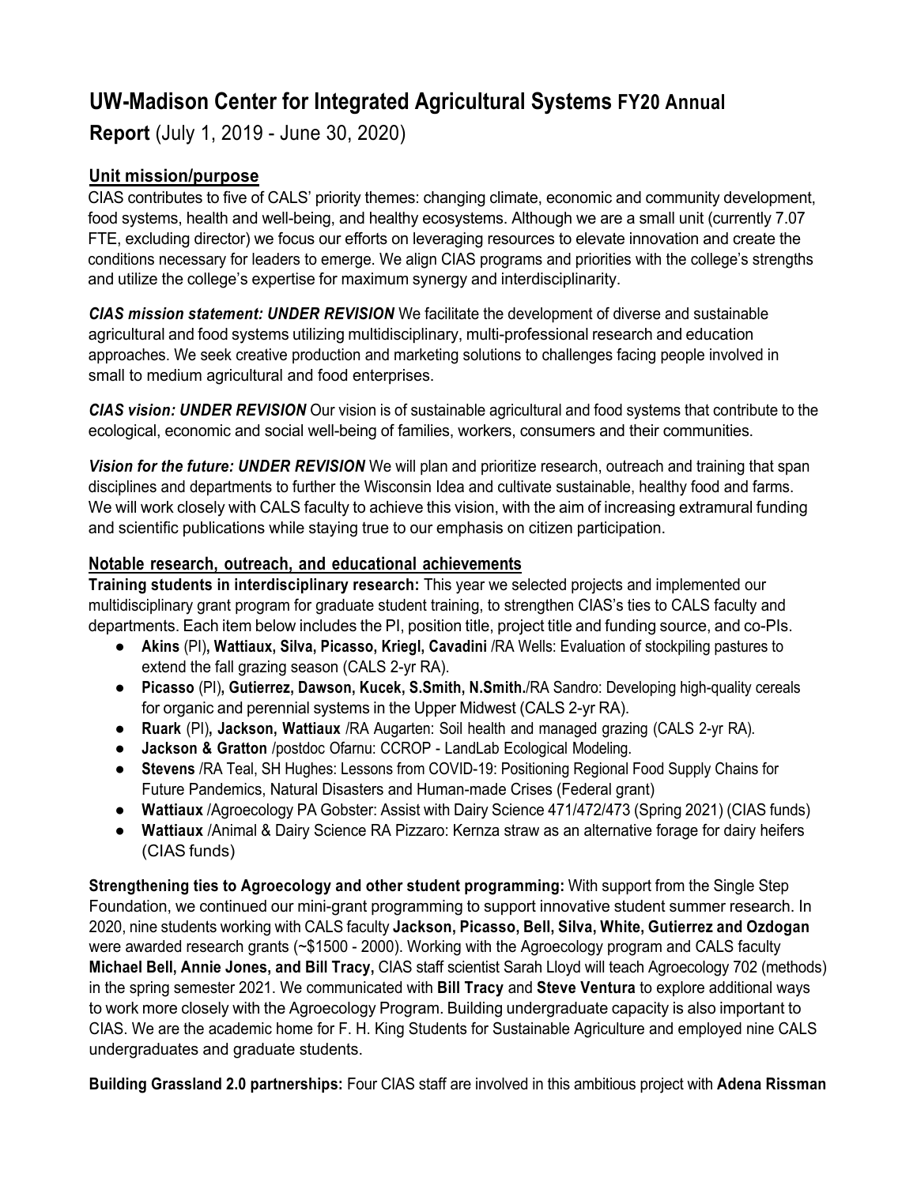# UW-Madison Center for Integrated Agricultural Systems FY20 Annual Report (July 1, 2019 - June 30, 2020)

## Unit mission/purpose

CIAS contributes to five of CALS' priority themes: changing climate, economic and community development, food systems, health and well-being, and healthy ecosystems. Although we are a small unit (currently 7.07 FTE, excluding director) we focus our efforts on leveraging resources to elevate innovation and create the conditions necessary for leaders to emerge. We align CIAS programs and priorities with the college's strengths and utilize the college's expertise for maximum synergy and interdisciplinarity.

***CIAS mission statement: UNDER REVISION*** We facilitate the development of diverse and sustainable agricultural and food systems utilizing multidisciplinary, multi-professional research and education approaches. We seek creative production and marketing solutions to challenges facing people involved in small to medium agricultural and food enterprises.

***CIAS vision: UNDER REVISION*** Our vision is of sustainable agricultural and food systems that contribute to the ecological, economic and social well-being of families, workers, consumers and their communities.

***Vision for the future: UNDER REVISION*** We will plan and prioritize research, outreach and training that span disciplines and departments to further the Wisconsin Idea and cultivate sustainable, healthy food and farms. We will work closely with CALS faculty to achieve this vision, with the aim of increasing extramural funding and scientific publications while staying true to our emphasis on citizen participation.

## Notable research, outreach, and educational achievements

**Training students in interdisciplinary research:** This year we selected projects and implemented our multidisciplinary grant program for graduate student training, to strengthen CIAS's ties to CALS faculty and departments. Each item below includes the PI, position title, project title and funding source, and co-PIs.

- **Akins** (PI)**, Wattiaux, Silva, Picasso, Kriegl, Cavadini** /RA Wells: Evaluation of stockpiling pastures to extend the fall grazing season (CALS 2-yr RA).
- **Picasso** (PI)**, Gutierrez, Dawson, Kucek, S.Smith, N.Smith.**/RA Sandro: Developing high-quality cereals for organic and perennial systems in the Upper Midwest (CALS 2-yr RA).
- **Ruark** (PI)**, Jackson, Wattiaux** /RA Augarten: Soil health and managed grazing (CALS 2-yr RA).
- **Jackson & Gratton** /postdoc Ofarnu: CCROP - LandLab Ecological Modeling.
- **Stevens** /RA Teal, SH Hughes: Lessons from COVID-19: Positioning Regional Food Supply Chains for Future Pandemics, Natural Disasters and Human-made Crises (Federal grant)
- **Wattiaux** /Agroecology PA Gobster: Assist with Dairy Science 471/472/473 (Spring 2021) (CIAS funds)
- **Wattiaux** /Animal & Dairy Science RA Pizzaro: Kernza straw as an alternative forage for dairy heifers (CIAS funds)

**Strengthening ties to Agroecology and other student programming:** With support from the Single Step Foundation, we continued our mini-grant programming to support innovative student summer research. In 2020, nine students working with CALS faculty **Jackson, Picasso, Bell, Silva, White, Gutierrez and Ozdogan** were awarded research grants (~$1500 - 2000). Working with the Agroecology program and CALS faculty **Michael Bell, Annie Jones, and Bill Tracy,** CIAS staff scientist Sarah Lloyd will teach Agroecology 702 (methods) in the spring semester 2021. We communicated with **Bill Tracy** and **Steve Ventura** to explore additional ways to work more closely with the Agroecology Program. Building undergraduate capacity is also important to CIAS. We are the academic home for F. H. King Students for Sustainable Agriculture and employed nine CALS undergraduates and graduate students.

**Building Grassland 2.0 partnerships:** Four CIAS staff are involved in this ambitious project with **Adena Rissman**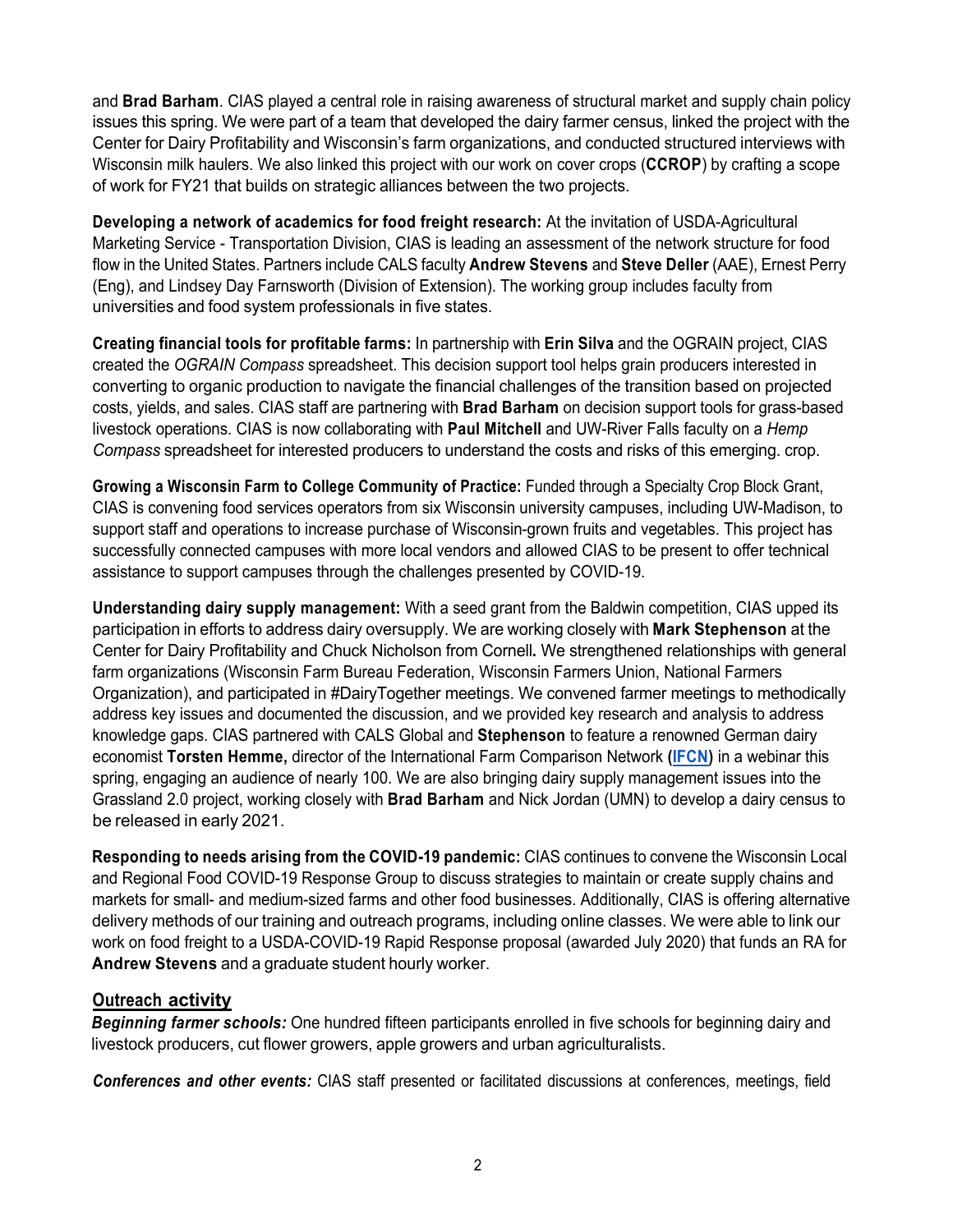and **Brad Barham**. CIAS played a central role in raising awareness of structural market and supply chain policy issues this spring. We were part of a team that developed the dairy farmer census, linked the project with the Center for Dairy Profitability and Wisconsin's farm organizations, and conducted structured interviews with Wisconsin milk haulers. We also linked this project with our work on cover crops (**CCROP**) by crafting a scope of work for FY21 that builds on strategic alliances between the two projects.

**Developing a network of academics for food freight research:** At the invitation of USDA-Agricultural Marketing Service - Transportation Division, CIAS is leading an assessment of the network structure for food flow in the United States. Partners include CALS faculty **Andrew Stevens** and **Steve Deller** (AAE), Ernest Perry (Eng), and Lindsey Day Farnsworth (Division of Extension). The working group includes faculty from universities and food system professionals in five states.

**Creating financial tools for profitable farms:** In partnership with **Erin Silva** and the OGRAIN project, CIAS created the *OGRAIN Compass* spreadsheet. This decision support tool helps grain producers interested in converting to organic production to navigate the financial challenges of the transition based on projected costs, yields, and sales. CIAS staff are partnering with **Brad Barham** on decision support tools for grass-based livestock operations. CIAS is now collaborating with **Paul Mitchell** and UW-River Falls faculty on a *Hemp Compass* spreadsheet for interested producers to understand the costs and risks of this emerging. crop.

**Growing a Wisconsin Farm to College Community of Practice:** Funded through a Specialty Crop Block Grant, CIAS is convening food services operators from six Wisconsin university campuses, including UW-Madison, to support staff and operations to increase purchase of Wisconsin-grown fruits and vegetables. This project has successfully connected campuses with more local vendors and allowed CIAS to be present to offer technical assistance to support campuses through the challenges presented by COVID-19.

**Understanding dairy supply management:** With a seed grant from the Baldwin competition, CIAS upped its participation in efforts to address dairy oversupply. We are working closely with **Mark Stephenson** at the Center for Dairy Profitability and Chuck Nicholson from Cornell**.** We strengthened relationships with general farm organizations (Wisconsin Farm Bureau Federation, Wisconsin Farmers Union, National Farmers Organization), and participated in #DairyTogether meetings. We convened farmer meetings to methodically address key issues and documented the discussion, and we provided key research and analysis to address knowledge gaps. CIAS partnered with CALS Global and **Stephenson** to feature a renowned German dairy economist **Torsten Hemme,** director of the International Farm Comparison Network **(IFCN)** in a webinar this spring, engaging an audience of nearly 100. We are also bringing dairy supply management issues into the Grassland 2.0 project, working closely with **Brad Barham** and Nick Jordan (UMN) to develop a dairy census to be released in early 2021.

**Responding to needs arising from the COVID-19 pandemic:** CIAS continues to convene the Wisconsin Local and Regional Food COVID-19 Response Group to discuss strategies to maintain or create supply chains and markets for small- and medium-sized farms and other food businesses. Additionally, CIAS is offering alternative delivery methods of our training and outreach programs, including online classes. We were able to link our work on food freight to a USDA-COVID-19 Rapid Response proposal (awarded July 2020) that funds an RA for **Andrew Stevens** and a graduate student hourly worker.

## Outreach activity

***Beginning farmer schools:*** One hundred fifteen participants enrolled in five schools for beginning dairy and livestock producers, cut flower growers, apple growers and urban agriculturalists.

***Conferences and other events:*** CIAS staff presented or facilitated discussions at conferences, meetings, field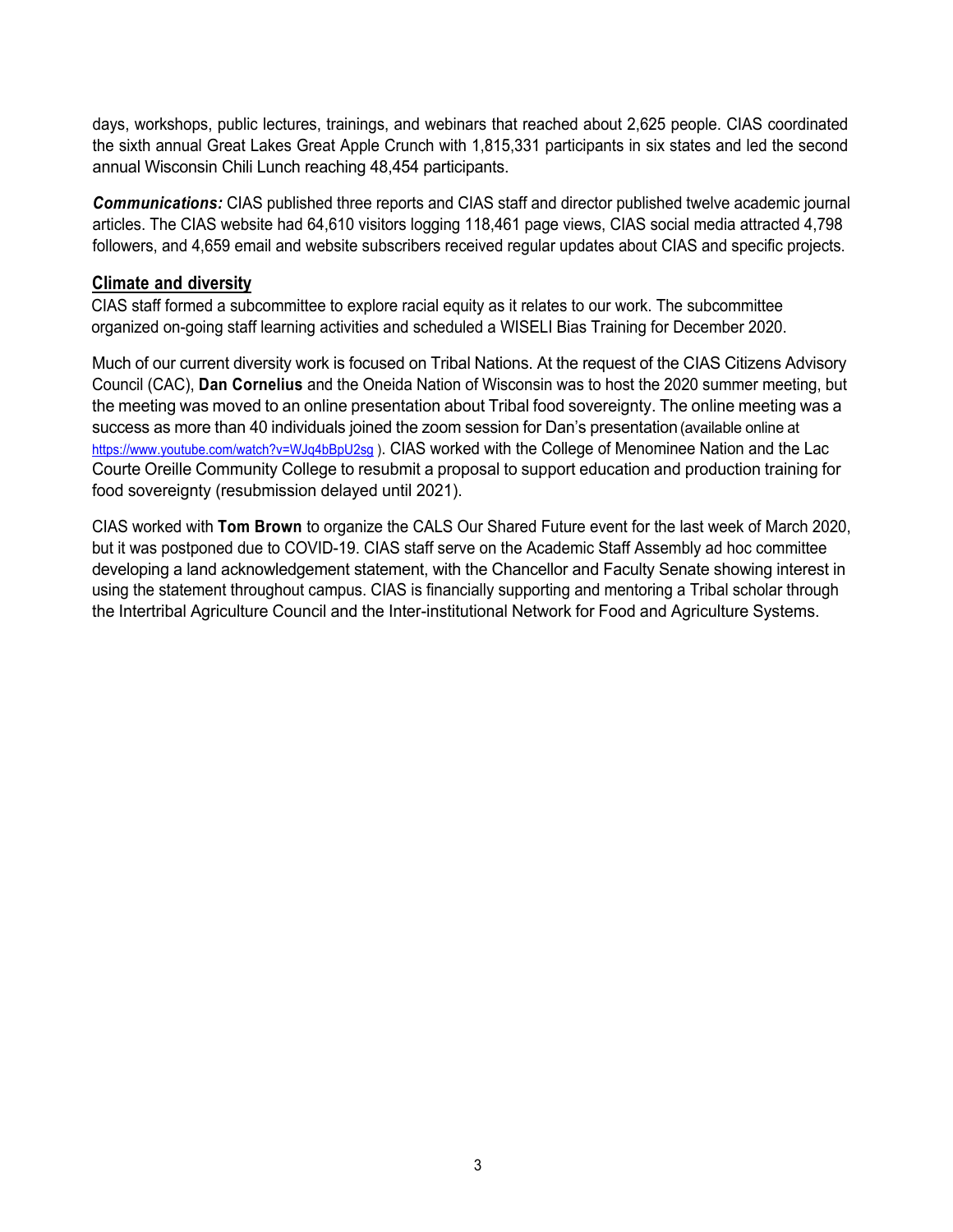days, workshops, public lectures, trainings, and webinars that reached about 2,625 people. CIAS coordinated the sixth annual Great Lakes Great Apple Crunch with 1,815,331 participants in six states and led the second annual Wisconsin Chili Lunch reaching 48,454 participants.

***Communications:*** CIAS published three reports and CIAS staff and director published twelve academic journal articles. The CIAS website had 64,610 visitors logging 118,461 page views, CIAS social media attracted 4,798 followers, and 4,659 email and website subscribers received regular updates about CIAS and specific projects.

## Climate and diversity

CIAS staff formed a subcommittee to explore racial equity as it relates to our work. The subcommittee organized on-going staff learning activities and scheduled a WISELI Bias Training for December 2020.

Much of our current diversity work is focused on Tribal Nations. At the request of the CIAS Citizens Advisory Council (CAC), **Dan Cornelius** and the Oneida Nation of Wisconsin was to host the 2020 summer meeting, but the meeting was moved to an online presentation about Tribal food sovereignty. The online meeting was a success as more than 40 individuals joined the zoom session for Dan's presentation (available online at https://www.youtube.com/watch?v=WJq4bBpU2sg ). CIAS worked with the College of Menominee Nation and the Lac Courte Oreille Community College to resubmit a proposal to support education and production training for food sovereignty (resubmission delayed until 2021).

CIAS worked with **Tom Brown** to organize the CALS Our Shared Future event for the last week of March 2020, but it was postponed due to COVID-19. CIAS staff serve on the Academic Staff Assembly ad hoc committee developing a land acknowledgement statement, with the Chancellor and Faculty Senate showing interest in using the statement throughout campus. CIAS is financially supporting and mentoring a Tribal scholar through the Intertribal Agriculture Council and the Inter-institutional Network for Food and Agriculture Systems.